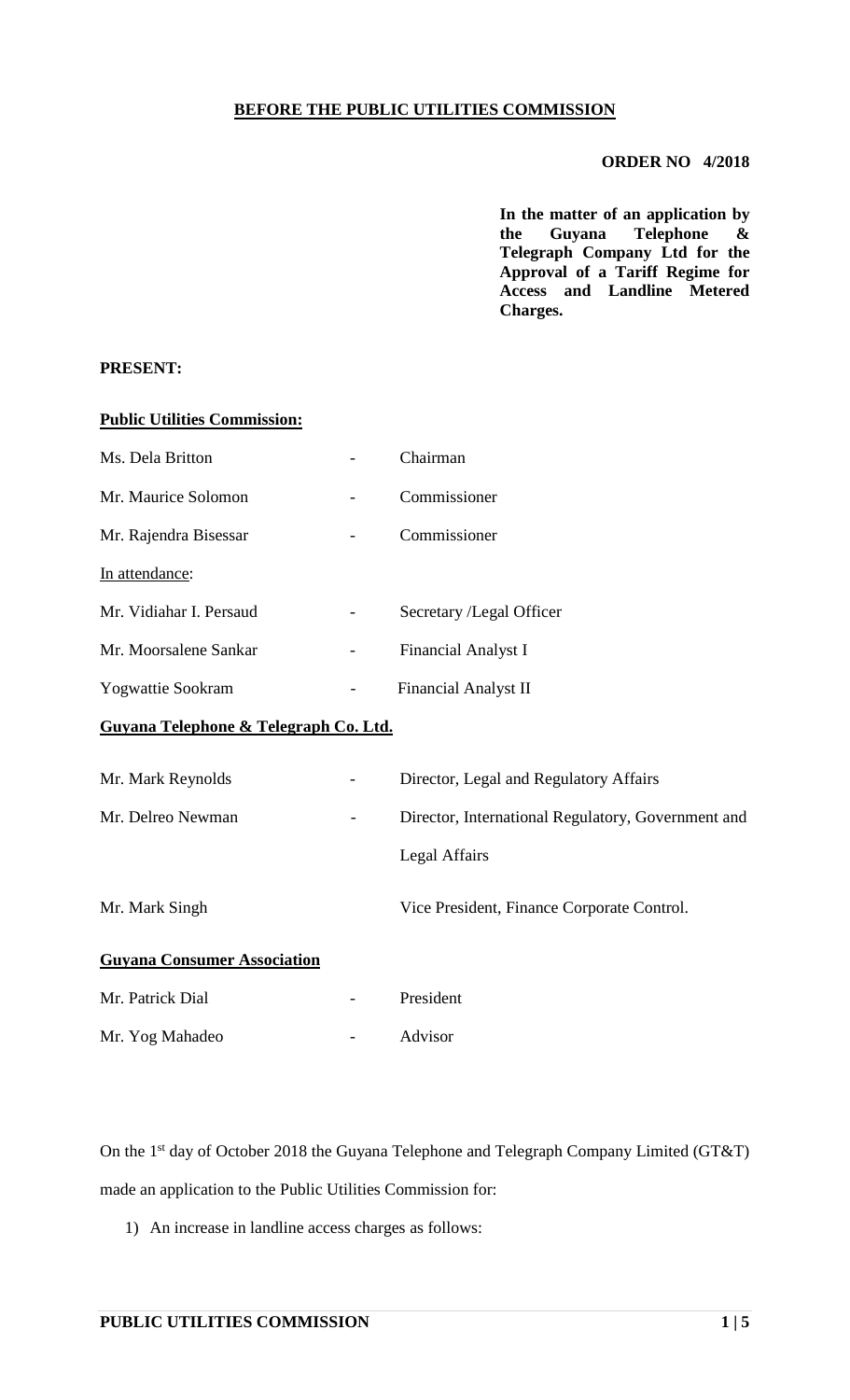**BEFORE THE PUBLIC UTILITIES COMMISSION**

**ORDER NO 4/2018**

**In the matter of an application by the Guyana Telephone & Telegraph Company Ltd for the Approval of a Tariff Regime for Access and Landline Metered Charges.**

**PRESENT:**

**Public Utilities Commission:**

| | | |
|---|---|---|
| Ms. Dela Britton | - | Chairman |
| Mr. Maurice Solomon | - | Commissioner |
| Mr. Rajendra Bisessar | - | Commissioner |

In attendance:

| | | |
|---|---|---|
| Mr. Vidiahar I. Persaud | - | Secretary /Legal Officer |
| Mr. Moorsalene Sankar | - | Financial Analyst I |
| Yogwattie Sookram | - | Financial Analyst II |

**Guyana Telephone & Telegraph Co. Ltd.**

| | | |
|---|---|---|
| Mr. Mark Reynolds | - | Director, Legal and Regulatory Affairs |
| Mr. Delreo Newman | - | Director, International Regulatory, Government and Legal Affairs |
| Mr. Mark Singh | | Vice President, Finance Corporate Control. |

**Guyana Consumer Association**

| | | |
|---|---|---|
| Mr. Patrick Dial | - | President |
| Mr. Yog Mahadeo | - | Advisor |

On the 1st day of October 2018 the Guyana Telephone and Telegraph Company Limited (GT&T) made an application to the Public Utilities Commission for:

1) An increase in landline access charges as follows: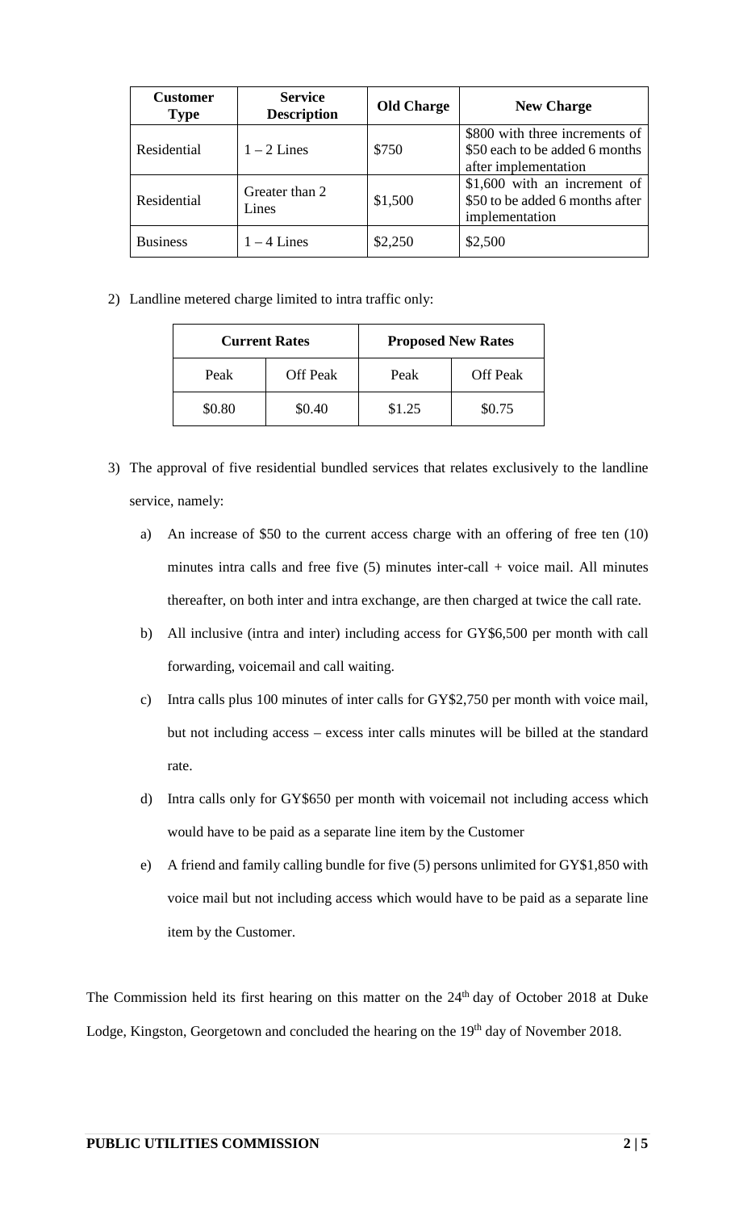| Customer Type | Service Description | Old Charge | New Charge |
|---|---|---|---|
| Residential | 1 – 2 Lines | $750 | $800 with three increments of $50 each to be added 6 months after implementation |
| Residential | Greater than 2 Lines | $1,500 | $1,600 with an increment of $50 to be added 6 months after implementation |
| Business | 1 – 4 Lines | $2,250 | $2,500 |

2) Landline metered charge limited to intra traffic only:

| Current Rates | | Proposed New Rates | |
|---|---|---|---|
| Peak | Off Peak | Peak | Off Peak |
| $0.80 | $0.40 | $1.25 | $0.75 |

3) The approval of five residential bundled services that relates exclusively to the landline service, namely:

   a) An increase of $50 to the current access charge with an offering of free ten (10) minutes intra calls and free five (5) minutes inter-call + voice mail. All minutes thereafter, on both inter and intra exchange, are then charged at twice the call rate.

   b) All inclusive (intra and inter) including access for GY$6,500 per month with call forwarding, voicemail and call waiting.

   c) Intra calls plus 100 minutes of inter calls for GY$2,750 per month with voice mail, but not including access – excess inter calls minutes will be billed at the standard rate.

   d) Intra calls only for GY$650 per month with voicemail not including access which would have to be paid as a separate line item by the Customer

   e) A friend and family calling bundle for five (5) persons unlimited for GY$1,850 with voice mail but not including access which would have to be paid as a separate line item by the Customer.

The Commission held its first hearing on this matter on the 24th day of October 2018 at Duke Lodge, Kingston, Georgetown and concluded the hearing on the 19th day of November 2018.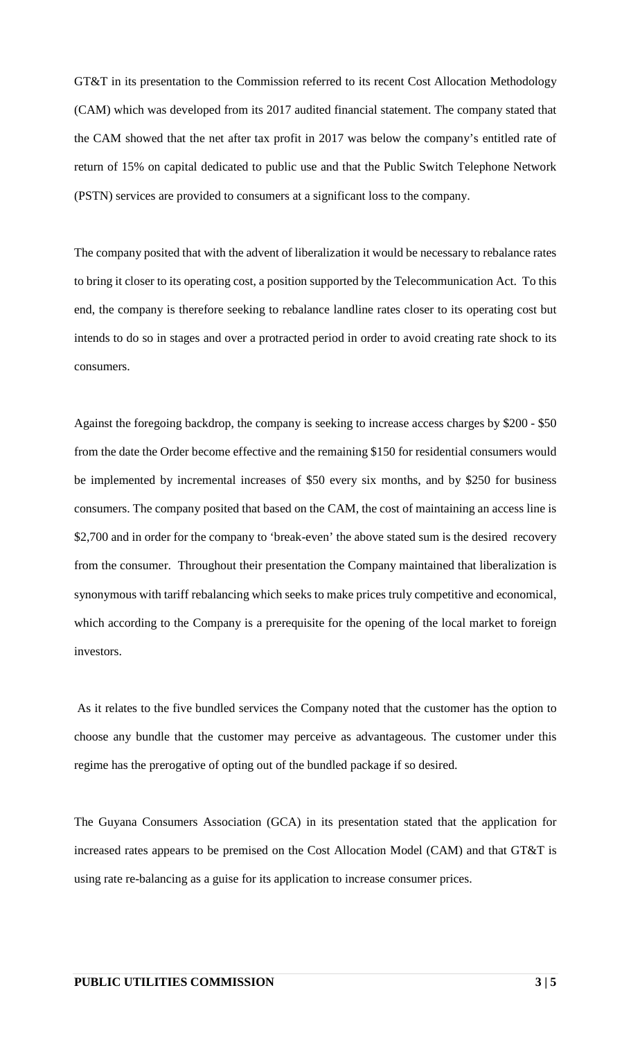GT&T in its presentation to the Commission referred to its recent Cost Allocation Methodology (CAM) which was developed from its 2017 audited financial statement. The company stated that the CAM showed that the net after tax profit in 2017 was below the company's entitled rate of return of 15% on capital dedicated to public use and that the Public Switch Telephone Network (PSTN) services are provided to consumers at a significant loss to the company.

The company posited that with the advent of liberalization it would be necessary to rebalance rates to bring it closer to its operating cost, a position supported by the Telecommunication Act. To this end, the company is therefore seeking to rebalance landline rates closer to its operating cost but intends to do so in stages and over a protracted period in order to avoid creating rate shock to its consumers.

Against the foregoing backdrop, the company is seeking to increase access charges by $200 - $50 from the date the Order become effective and the remaining $150 for residential consumers would be implemented by incremental increases of $50 every six months, and by $250 for business consumers. The company posited that based on the CAM, the cost of maintaining an access line is $2,700 and in order for the company to 'break-even' the above stated sum is the desired recovery from the consumer. Throughout their presentation the Company maintained that liberalization is synonymous with tariff rebalancing which seeks to make prices truly competitive and economical, which according to the Company is a prerequisite for the opening of the local market to foreign investors.

As it relates to the five bundled services the Company noted that the customer has the option to choose any bundle that the customer may perceive as advantageous. The customer under this regime has the prerogative of opting out of the bundled package if so desired.

The Guyana Consumers Association (GCA) in its presentation stated that the application for increased rates appears to be premised on the Cost Allocation Model (CAM) and that GT&T is using rate re-balancing as a guise for its application to increase consumer prices.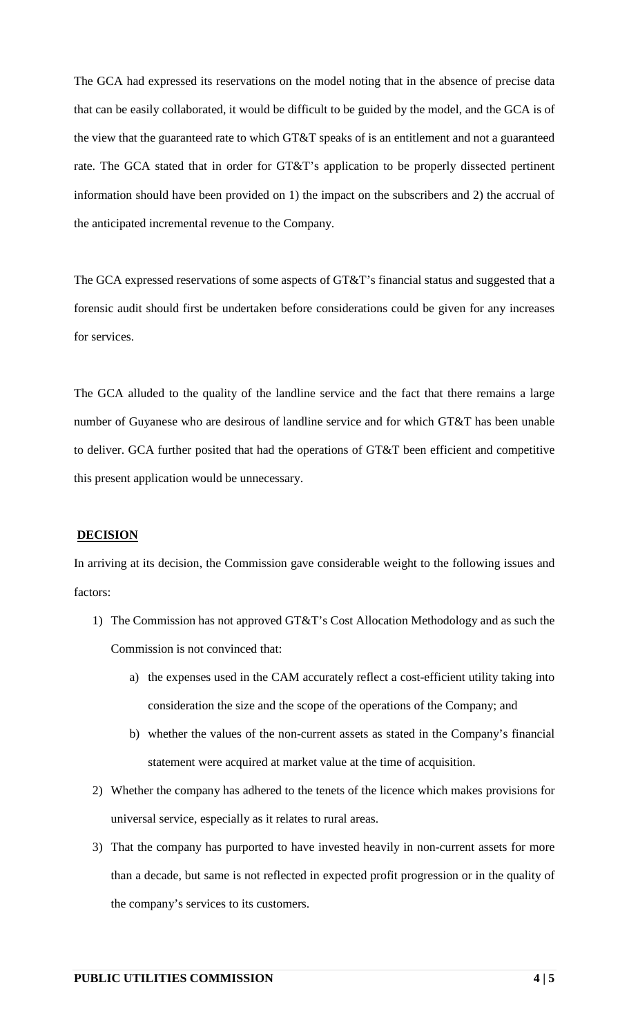The GCA had expressed its reservations on the model noting that in the absence of precise data that can be easily collaborated, it would be difficult to be guided by the model, and the GCA is of the view that the guaranteed rate to which GT&T speaks of is an entitlement and not a guaranteed rate. The GCA stated that in order for GT&T's application to be properly dissected pertinent information should have been provided on 1) the impact on the subscribers and 2) the accrual of the anticipated incremental revenue to the Company.

The GCA expressed reservations of some aspects of GT&T's financial status and suggested that a forensic audit should first be undertaken before considerations could be given for any increases for services.

The GCA alluded to the quality of the landline service and the fact that there remains a large number of Guyanese who are desirous of landline service and for which GT&T has been unable to deliver. GCA further posited that had the operations of GT&T been efficient and competitive this present application would be unnecessary.

## DECISION

In arriving at its decision, the Commission gave considerable weight to the following issues and factors:

1) The Commission has not approved GT&T's Cost Allocation Methodology and as such the Commission is not convinced that:
   a) the expenses used in the CAM accurately reflect a cost-efficient utility taking into consideration the size and the scope of the operations of the Company; and
   b) whether the values of the non-current assets as stated in the Company's financial statement were acquired at market value at the time of acquisition.
2) Whether the company has adhered to the tenets of the licence which makes provisions for universal service, especially as it relates to rural areas.
3) That the company has purported to have invested heavily in non-current assets for more than a decade, but same is not reflected in expected profit progression or in the quality of the company's services to its customers.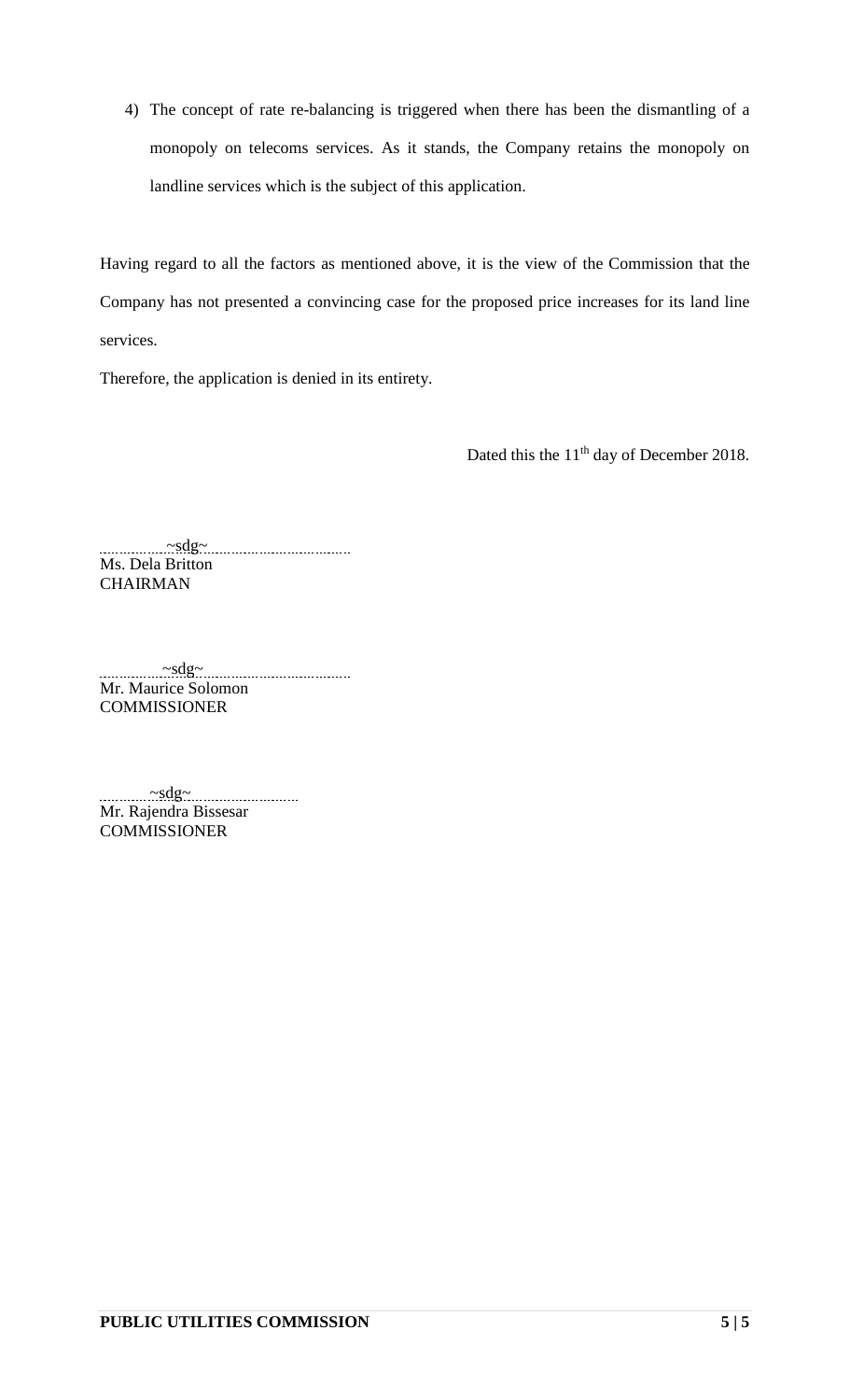4) The concept of rate re-balancing is triggered when there has been the dismantling of a monopoly on telecoms services. As it stands, the Company retains the monopoly on landline services which is the subject of this application.

Having regard to all the factors as mentioned above, it is the view of the Commission that the Company has not presented a convincing case for the proposed price increases for its land line services.

Therefore, the application is denied in its entirety.

Dated this the 11th day of December 2018.

~sdg~
Ms. Dela Britton
CHAIRMAN

~sdg~
Mr. Maurice Solomon
COMMISSIONER

~sdg~
Mr. Rajendra Bissesar
COMMISSIONER